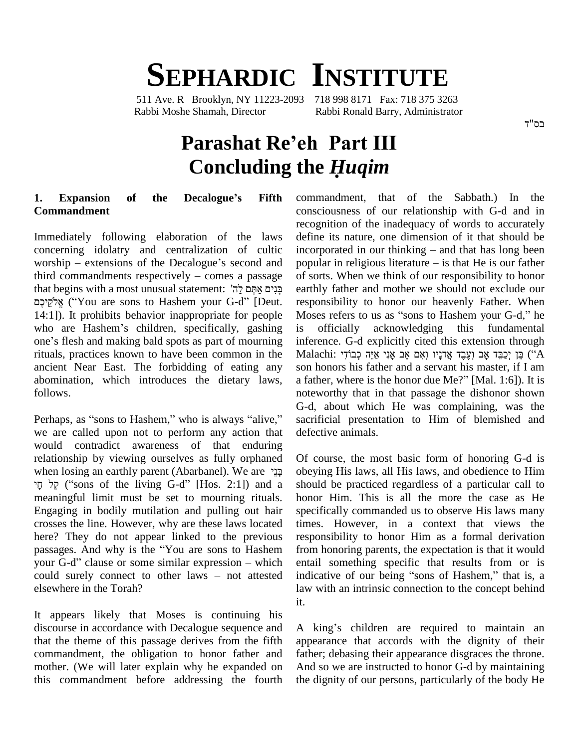# SEPHARDIC INSTITUTE

511 Ave. R Brooklyn, NY 11223-2093 718 998 8171 Fax: 718 375 3263
Rabbi Moshe Shamah, Director Rabbi Ronald Barry, Administrator

בס"ד

# Parashat Re'eh Part III
# Concluding the *Ḥuqim*

## 1. Expansion of the Decalogue's Fifth Commandment

Immediately following elaboration of the laws concerning idolatry and centralization of cultic worship – extensions of the Decalogue's second and third commandments respectively – comes a passage that begins with a most unusual statement: בָּנִים אַתֶּם לַה' אֱלֹקֵיכֶם ("You are sons to Hashem your G-d" [Deut. 14:1]). It prohibits behavior inappropriate for people who are Hashem's children, specifically, gashing one's flesh and making bald spots as part of mourning rituals, practices known to have been common in the ancient Near East. The forbidding of eating any abomination, which introduces the dietary laws, follows.

Perhaps, as "sons to Hashem," who is always "alive," we are called upon not to perform any action that would contradict awareness of that enduring relationship by viewing ourselves as fully orphaned when losing an earthly parent (Abarbanel). We are בְּנֵי קֵל חָי ("sons of the living G-d" [Hos. 2:1]) and a meaningful limit must be set to mourning rituals. Engaging in bodily mutilation and pulling out hair crosses the line. However, why are these laws located here? They do not appear linked to the previous passages. And why is the "You are sons to Hashem your G-d" clause or some similar expression – which could surely connect to other laws – not attested elsewhere in the Torah?

It appears likely that Moses is continuing his discourse in accordance with Decalogue sequence and that the theme of this passage derives from the fifth commandment, the obligation to honor father and mother. (We will later explain why he expanded on this commandment before addressing the fourth commandment, that of the Sabbath.) In the consciousness of our relationship with G-d and in recognition of the inadequacy of words to accurately define its nature, one dimension of it that should be incorporated in our thinking – and that has long been popular in religious literature – is that He is our father of sorts. When we think of our responsibility to honor earthly father and mother we should not exclude our responsibility to honor our heavenly Father. When Moses refers to us as "sons to Hashem your G-d," he is officially acknowledging this fundamental inference. G-d explicitly cited this extension through Malachi: בֵּן יְכַבֵּד אָב וְעֶבֶד אֲדֹנָיו וְאִם אָב אָנִי אַיֵּה כְבוֹדִי ("A son honors his father and a servant his master, if I am a father, where is the honor due Me?" [Mal. 1:6]). It is noteworthy that in that passage the dishonor shown G-d, about which He was complaining, was the sacrificial presentation to Him of blemished and defective animals.

Of course, the most basic form of honoring G-d is obeying His laws, all His laws, and obedience to Him should be practiced regardless of a particular call to honor Him. This is all the more the case as He specifically commanded us to observe His laws many times. However, in a context that views the responsibility to honor Him as a formal derivation from honoring parents, the expectation is that it would entail something specific that results from or is indicative of our being "sons of Hashem," that is, a law with an intrinsic connection to the concept behind it.

A king's children are required to maintain an appearance that accords with the dignity of their father; debasing their appearance disgraces the throne. And so we are instructed to honor G-d by maintaining the dignity of our persons, particularly of the body He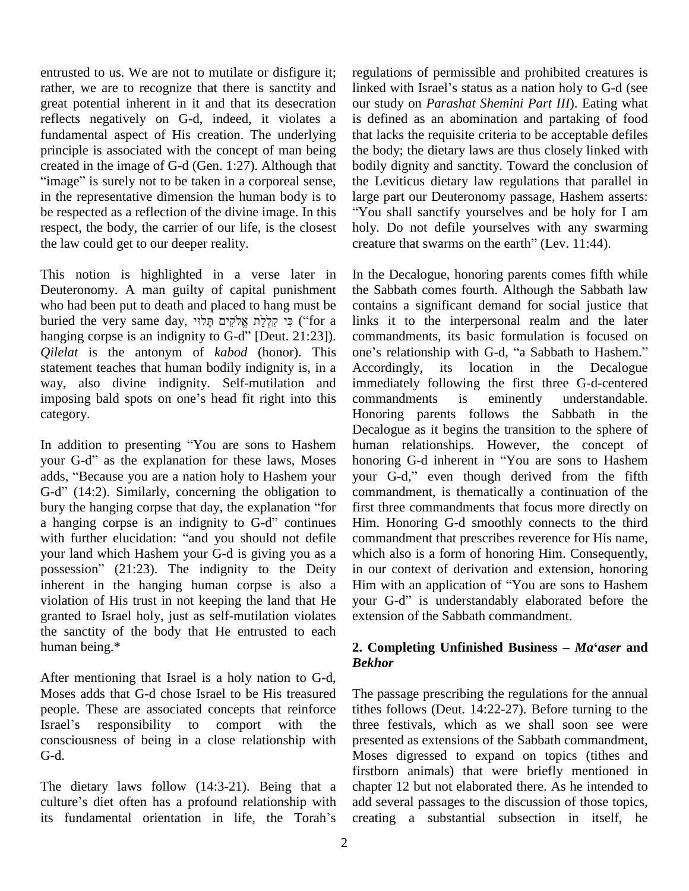entrusted to us. We are not to mutilate or disfigure it; rather, we are to recognize that there is sanctity and great potential inherent in it and that its desecration reflects negatively on G-d, indeed, it violates a fundamental aspect of His creation. The underlying principle is associated with the concept of man being created in the image of G-d (Gen. 1:27). Although that "image" is surely not to be taken in a corporeal sense, in the representative dimension the human body is to be respected as a reflection of the divine image. In this respect, the body, the carrier of our life, is the closest the law could get to our deeper reality.

This notion is highlighted in a verse later in Deuteronomy. A man guilty of capital punishment who had been put to death and placed to hang must be buried the very same day, כִּי קִלְלַת אֱלֹקִים תָּלוּי ("for a hanging corpse is an indignity to G-d" [Deut. 21:23]). *Qilelat* is the antonym of *kabod* (honor). This statement teaches that human bodily indignity is, in a way, also divine indignity. Self-mutilation and imposing bald spots on one's head fit right into this category.

In addition to presenting "You are sons to Hashem your G-d" as the explanation for these laws, Moses adds, "Because you are a nation holy to Hashem your G-d" (14:2). Similarly, concerning the obligation to bury the hanging corpse that day, the explanation "for a hanging corpse is an indignity to G-d" continues with further elucidation: "and you should not defile your land which Hashem your G-d is giving you as a possession" (21:23). The indignity to the Deity inherent in the hanging human corpse is also a violation of His trust in not keeping the land that He granted to Israel holy, just as self-mutilation violates the sanctity of the body that He entrusted to each human being.*

After mentioning that Israel is a holy nation to G-d, Moses adds that G-d chose Israel to be His treasured people. These are associated concepts that reinforce Israel's responsibility to comport with the consciousness of being in a close relationship with G-d.

The dietary laws follow (14:3-21). Being that a culture's diet often has a profound relationship with its fundamental orientation in life, the Torah's regulations of permissible and prohibited creatures is linked with Israel's status as a nation holy to G-d (see our study on *Parashat Shemini Part III*). Eating what is defined as an abomination and partaking of food that lacks the requisite criteria to be acceptable defiles the body; the dietary laws are thus closely linked with bodily dignity and sanctity. Toward the conclusion of the Leviticus dietary law regulations that parallel in large part our Deuteronomy passage, Hashem asserts: "You shall sanctify yourselves and be holy for I am holy. Do not defile yourselves with any swarming creature that swarms on the earth" (Lev. 11:44).

In the Decalogue, honoring parents comes fifth while the Sabbath comes fourth. Although the Sabbath law contains a significant demand for social justice that links it to the interpersonal realm and the later commandments, its basic formulation is focused on one's relationship with G-d, "a Sabbath to Hashem." Accordingly, its location in the Decalogue immediately following the first three G-d-centered commandments is eminently understandable. Honoring parents follows the Sabbath in the Decalogue as it begins the transition to the sphere of human relationships. However, the concept of honoring G-d inherent in "You are sons to Hashem your G-d," even though derived from the fifth commandment, is thematically a continuation of the first three commandments that focus more directly on Him. Honoring G-d smoothly connects to the third commandment that prescribes reverence for His name, which also is a form of honoring Him. Consequently, in our context of derivation and extension, honoring Him with an application of "You are sons to Hashem your G-d" is understandably elaborated before the extension of the Sabbath commandment.

## 2. Completing Unfinished Business – *Ma'aser* and *Bekhor*

The passage prescribing the regulations for the annual tithes follows (Deut. 14:22-27). Before turning to the three festivals, which as we shall soon see were presented as extensions of the Sabbath commandment, Moses digressed to expand on topics (tithes and firstborn animals) that were briefly mentioned in chapter 12 but not elaborated there. As he intended to add several passages to the discussion of those topics, creating a substantial subsection in itself, he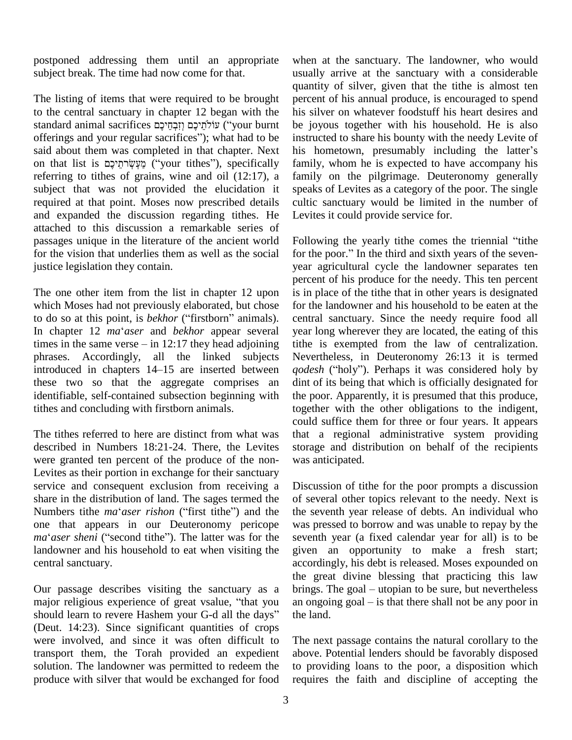postponed addressing them until an appropriate subject break. The time had now come for that.

The listing of items that were required to be brought to the central sanctuary in chapter 12 began with the standard animal sacrifices עוֹלֹתֵיכֶם וְזִבְחֵיכֶם ("your burnt offerings and your regular sacrifices"); what had to be said about them was completed in that chapter. Next on that list is מַעְשְׂרֹתֵיכֶם ("your tithes"), specifically referring to tithes of grains, wine and oil (12:17), a subject that was not provided the elucidation it required at that point. Moses now prescribed details and expanded the discussion regarding tithes. He attached to this discussion a remarkable series of passages unique in the literature of the ancient world for the vision that underlies them as well as the social justice legislation they contain.

The one other item from the list in chapter 12 upon which Moses had not previously elaborated, but chose to do so at this point, is *bekhor* ("firstborn" animals). In chapter 12 *ma*'*aser* and *bekhor* appear several times in the same verse – in 12:17 they head adjoining phrases. Accordingly, all the linked subjects introduced in chapters 14–15 are inserted between these two so that the aggregate comprises an identifiable, self-contained subsection beginning with tithes and concluding with firstborn animals.

The tithes referred to here are distinct from what was described in Numbers 18:21-24. There, the Levites were granted ten percent of the produce of the non-Levites as their portion in exchange for their sanctuary service and consequent exclusion from receiving a share in the distribution of land. The sages termed the Numbers tithe *ma*'*aser rishon* ("first tithe") and the one that appears in our Deuteronomy pericope *ma*'*aser sheni* ("second tithe"). The latter was for the landowner and his household to eat when visiting the central sanctuary.

Our passage describes visiting the sanctuary as a major religious experience of great vsalue, "that you should learn to revere Hashem your G-d all the days" (Deut. 14:23). Since significant quantities of crops were involved, and since it was often difficult to transport them, the Torah provided an expedient solution. The landowner was permitted to redeem the produce with silver that would be exchanged for food when at the sanctuary. The landowner, who would usually arrive at the sanctuary with a considerable quantity of silver, given that the tithe is almost ten percent of his annual produce, is encouraged to spend his silver on whatever foodstuff his heart desires and be joyous together with his household. He is also instructed to share his bounty with the needy Levite of his hometown, presumably including the latter's family, whom he is expected to have accompany his family on the pilgrimage. Deuteronomy generally speaks of Levites as a category of the poor. The single cultic sanctuary would be limited in the number of Levites it could provide service for.

Following the yearly tithe comes the triennial "tithe for the poor." In the third and sixth years of the seven-year agricultural cycle the landowner separates ten percent of his produce for the needy. This ten percent is in place of the tithe that in other years is designated for the landowner and his household to be eaten at the central sanctuary. Since the needy require food all year long wherever they are located, the eating of this tithe is exempted from the law of centralization. Nevertheless, in Deuteronomy 26:13 it is termed *qodesh* ("holy"). Perhaps it was considered holy by dint of its being that which is officially designated for the poor. Apparently, it is presumed that this produce, together with the other obligations to the indigent, could suffice them for three or four years. It appears that a regional administrative system providing storage and distribution on behalf of the recipients was anticipated.

Discussion of tithe for the poor prompts a discussion of several other topics relevant to the needy. Next is the seventh year release of debts. An individual who was pressed to borrow and was unable to repay by the seventh year (a fixed calendar year for all) is to be given an opportunity to make a fresh start; accordingly, his debt is released. Moses expounded on the great divine blessing that practicing this law brings. The goal – utopian to be sure, but nevertheless an ongoing goal – is that there shall not be any poor in the land.

The next passage contains the natural corollary to the above. Potential lenders should be favorably disposed to providing loans to the poor, a disposition which requires the faith and discipline of accepting the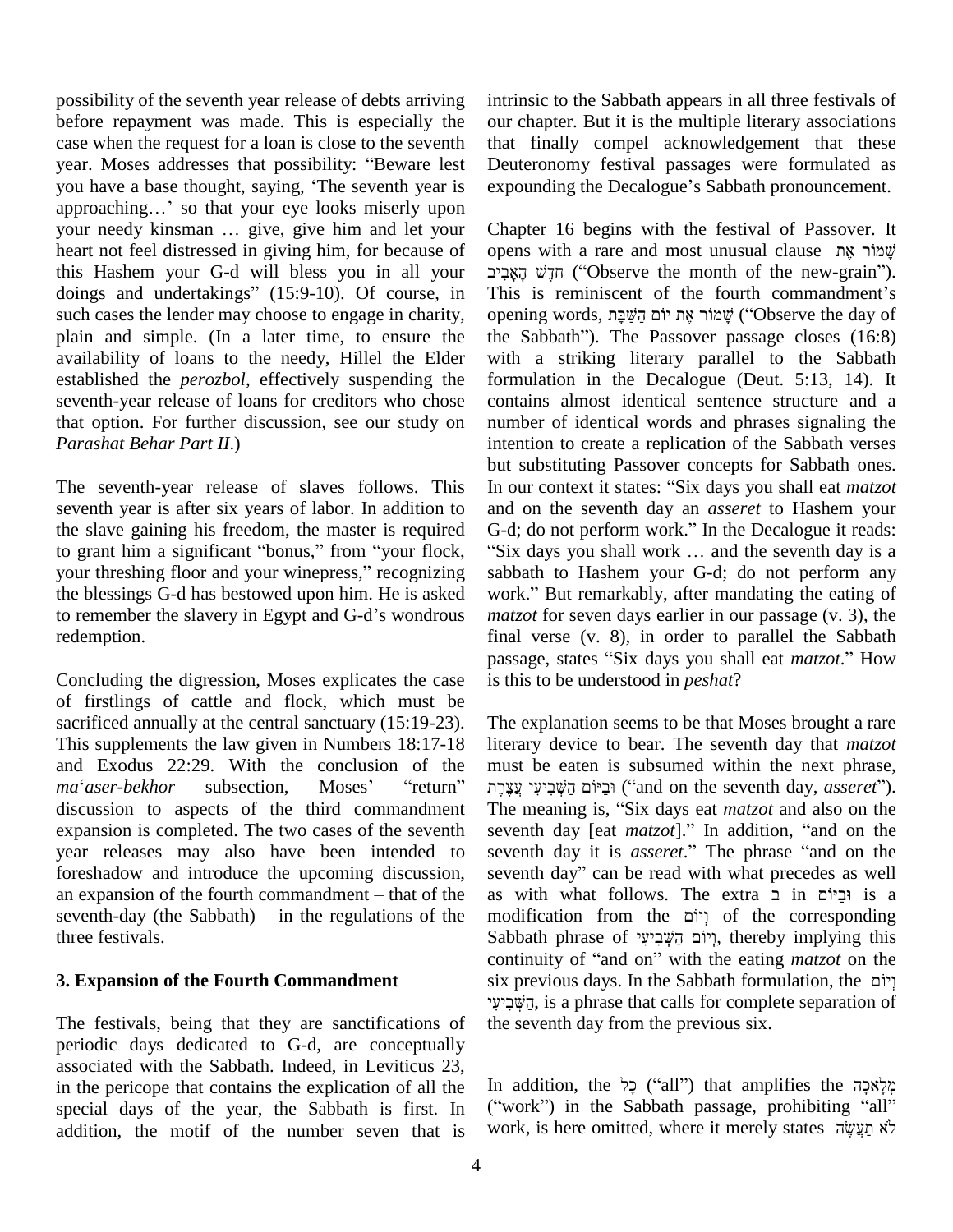possibility of the seventh year release of debts arriving before repayment was made. This is especially the case when the request for a loan is close to the seventh year. Moses addresses that possibility: "Beware lest you have a base thought, saying, 'The seventh year is approaching…' so that your eye looks miserly upon your needy kinsman … give, give him and let your heart not feel distressed in giving him, for because of this Hashem your G-d will bless you in all your doings and undertakings" (15:9-10). Of course, in such cases the lender may choose to engage in charity, plain and simple. (In a later time, to ensure the availability of loans to the needy, Hillel the Elder established the *perozbol*, effectively suspending the seventh-year release of loans for creditors who chose that option. For further discussion, see our study on *Parashat Behar Part II*.)

The seventh-year release of slaves follows. This seventh year is after six years of labor. In addition to the slave gaining his freedom, the master is required to grant him a significant "bonus," from "your flock, your threshing floor and your winepress," recognizing the blessings G-d has bestowed upon him. He is asked to remember the slavery in Egypt and G-d's wondrous redemption.

Concluding the digression, Moses explicates the case of firstlings of cattle and flock, which must be sacrificed annually at the central sanctuary (15:19-23). This supplements the law given in Numbers 18:17-18 and Exodus 22:29. With the conclusion of the *ma*'*aser-bekhor* subsection, Moses' "return" discussion to aspects of the third commandment expansion is completed. The two cases of the seventh year releases may also have been intended to foreshadow and introduce the upcoming discussion, an expansion of the fourth commandment – that of the seventh-day (the Sabbath) – in the regulations of the three festivals.

## 3. Expansion of the Fourth Commandment

The festivals, being that they are sanctifications of periodic days dedicated to G-d, are conceptually associated with the Sabbath. Indeed, in Leviticus 23, in the pericope that contains the explication of all the special days of the year, the Sabbath is first. In addition, the motif of the number seven that is intrinsic to the Sabbath appears in all three festivals of our chapter. But it is the multiple literary associations that finally compel acknowledgement that these Deuteronomy festival passages were formulated as expounding the Decalogue's Sabbath pronouncement.

Chapter 16 begins with the festival of Passover. It opens with a rare and most unusual clause שָׁמוֹר אֶת חֹדֶשׁ הָאָבִיב ("Observe the month of the new-grain"). This is reminiscent of the fourth commandment's opening words, שָׁמוֹר אֶת יוֹם הַשַּׁבָּת ("Observe the day of the Sabbath"). The Passover passage closes (16:8) with a striking literary parallel to the Sabbath formulation in the Decalogue (Deut. 5:13, 14). It contains almost identical sentence structure and a number of identical words and phrases signaling the intention to create a replication of the Sabbath verses but substituting Passover concepts for Sabbath ones. In our context it states: "Six days you shall eat *matzot* and on the seventh day an *asseret* to Hashem your G-d; do not perform work." In the Decalogue it reads: "Six days you shall work … and the seventh day is a sabbath to Hashem your G-d; do not perform any work." But remarkably, after mandating the eating of *matzot* for seven days earlier in our passage (v. 3), the final verse (v. 8), in order to parallel the Sabbath passage, states "Six days you shall eat *matzot*." How is this to be understood in *peshat*?

The explanation seems to be that Moses brought a rare literary device to bear. The seventh day that *matzot* must be eaten is subsumed within the next phrase, וּבַיּוֹם הַשְּׁבִיעִי עֲצֶרֶת ("and on the seventh day, *asseret*"). The meaning is, "Six days eat *matzot* and also on the seventh day [eat *matzot*]." In addition, "and on the seventh day it is *asseret*." The phrase "and on the seventh day" can be read with what precedes as well as with what follows. The extra ב in וּבַיּוֹם is a modification from the וְיוֹם of the corresponding Sabbath phrase of וְיוֹם הַשְּׁבִיעִי, thereby implying this continuity of "and on" with the eating *matzot* on the six previous days. In the Sabbath formulation, the וְיוֹם הַשְּׁבִיעִי, is a phrase that calls for complete separation of the seventh day from the previous six.

In addition, the כָּל ("all") that amplifies the מְלָאכָה ("work") in the Sabbath passage, prohibiting "all" work, is here omitted, where it merely states לֹא תַעֲשֶׂה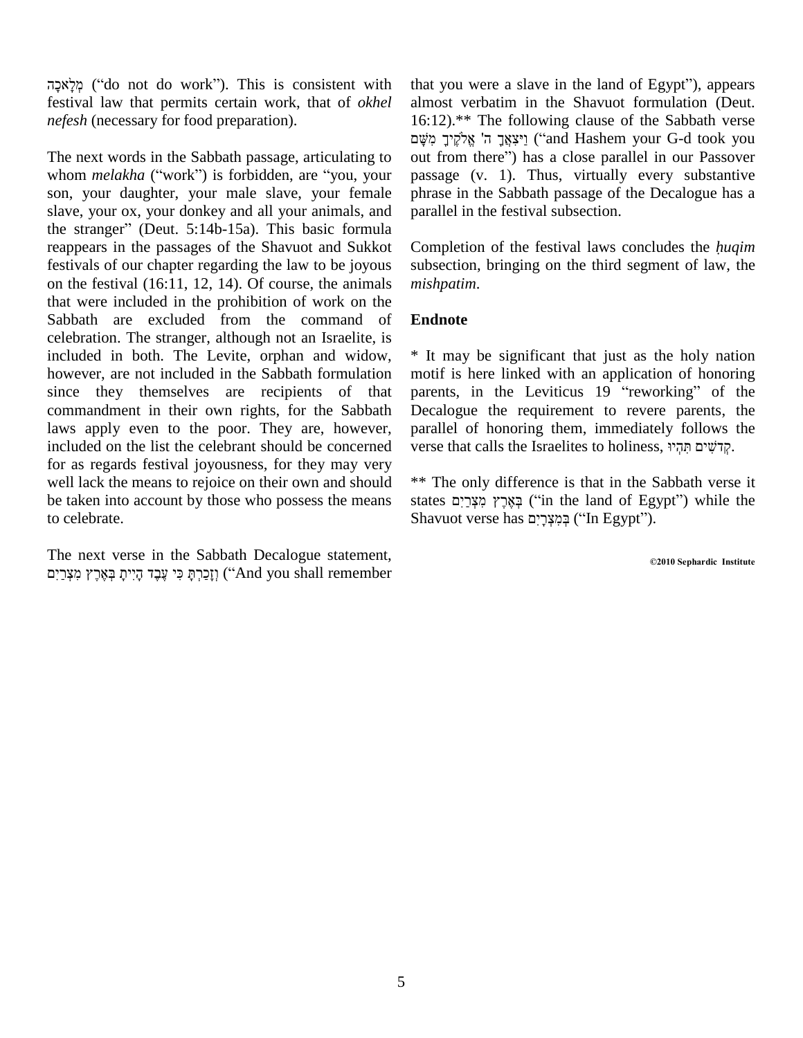מְלָאכָה ("do not do work"). This is consistent with festival law that permits certain work, that of *okhel nefesh* (necessary for food preparation).

The next words in the Sabbath passage, articulating to whom *melakha* ("work") is forbidden, are "you, your son, your daughter, your male slave, your female slave, your ox, your donkey and all your animals, and the stranger" (Deut. 5:14b-15a). This basic formula reappears in the passages of the Shavuot and Sukkot festivals of our chapter regarding the law to be joyous on the festival (16:11, 12, 14). Of course, the animals that were included in the prohibition of work on the Sabbath are excluded from the command of celebration. The stranger, although not an Israelite, is included in both. The Levite, orphan and widow, however, are not included in the Sabbath formulation since they themselves are recipients of that commandment in their own rights, for the Sabbath laws apply even to the poor. They are, however, included on the list the celebrant should be concerned for as regards festival joyousness, for they may very well lack the means to rejoice on their own and should be taken into account by those who possess the means to celebrate.

The next verse in the Sabbath Decalogue statement, וְזָכַרְתָּ כִּי עֶבֶד הָיִיתָ בְּאֶרֶץ מִצְרַיִם ("And you shall remember that you were a slave in the land of Egypt"), appears almost verbatim in the Shavuot formulation (Deut. 16:12).** The following clause of the Sabbath verse וַיֹּצִאֲךָ ה' אֱלֹקֶיךָ מִשָּׁם ("and Hashem your G-d took you out from there") has a close parallel in our Passover passage (v. 1). Thus, virtually every substantive phrase in the Sabbath passage of the Decalogue has a parallel in the festival subsection.

Completion of the festival laws concludes the *ḥuqim* subsection, bringing on the third segment of law, the *mishpatim*.

## Endnote

* It may be significant that just as the holy nation motif is here linked with an application of honoring parents, in the Leviticus 19 "reworking" of the Decalogue the requirement to revere parents, the parallel of honoring them, immediately follows the verse that calls the Israelites to holiness, קְדֹשִׁים תִּהְיוּ.

** The only difference is that in the Sabbath verse it states בְּאֶרֶץ מִצְרַיִם ("in the land of Egypt") while the Shavuot verse has בְּמִצְרָיִם ("In Egypt").

©2010 Sephardic Institute